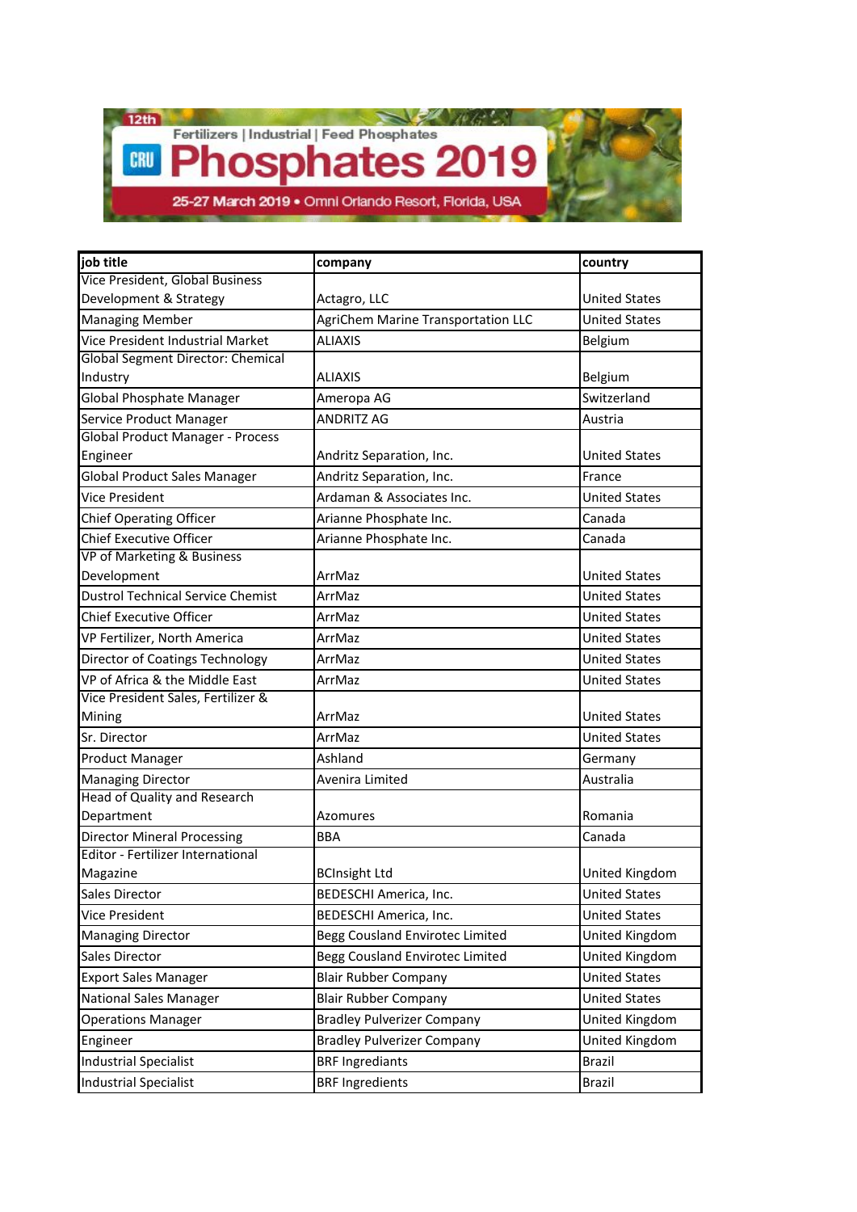12th

Fertilizers | Industrial | Feed Phosphates

# CRU Phosphates 2019

25-27 March 2019 • Omni Orlando Resort, Florida, USA

| job title | company | country |
|---|---|---|
| Vice President, Global Business Development & Strategy | Actagro, LLC | United States |
| Managing Member | AgriChem Marine Transportation LLC | United States |
| Vice President Industrial Market | ALIAXIS | Belgium |
| Global Segment Director: Chemical Industry | ALIAXIS | Belgium |
| Global Phosphate Manager | Ameropa AG | Switzerland |
| Service Product Manager | ANDRITZ AG | Austria |
| Global Product Manager - Process Engineer | Andritz Separation, Inc. | United States |
| Global Product Sales Manager | Andritz Separation, Inc. | France |
| Vice President | Ardaman & Associates Inc. | United States |
| Chief Operating Officer | Arianne Phosphate Inc. | Canada |
| Chief Executive Officer | Arianne Phosphate Inc. | Canada |
| VP of Marketing & Business Development | ArrMaz | United States |
| Dustrol Technical Service Chemist | ArrMaz | United States |
| Chief Executive Officer | ArrMaz | United States |
| VP Fertilizer, North America | ArrMaz | United States |
| Director of Coatings Technology | ArrMaz | United States |
| VP of Africa & the Middle East | ArrMaz | United States |
| Vice President Sales, Fertilizer & Mining | ArrMaz | United States |
| Sr. Director | ArrMaz | United States |
| Product Manager | Ashland | Germany |
| Managing Director | Avenira Limited | Australia |
| Head of Quality and Research Department | Azomures | Romania |
| Director Mineral Processing | BBA | Canada |
| Editor - Fertilizer International Magazine | BCInsight Ltd | United Kingdom |
| Sales Director | BEDESCHI America, Inc. | United States |
| Vice President | BEDESCHI America, Inc. | United States |
| Managing Director | Begg Cousland Envirotec Limited | United Kingdom |
| Sales Director | Begg Cousland Envirotec Limited | United Kingdom |
| Export Sales Manager | Blair Rubber Company | United States |
| National Sales Manager | Blair Rubber Company | United States |
| Operations Manager | Bradley Pulverizer Company | United Kingdom |
| Engineer | Bradley Pulverizer Company | United Kingdom |
| Industrial Specialist | BRF Ingrediants | Brazil |
| Industrial Specialist | BRF Ingredients | Brazil |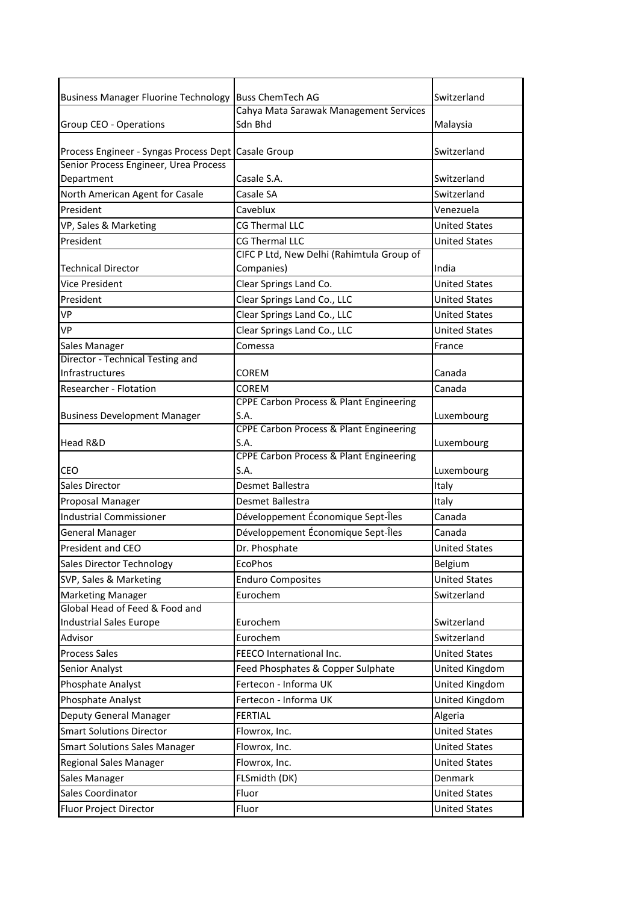| | | |
|---|---|---|
| Business Manager Fluorine Technology | Buss ChemTech AG | Switzerland |
| Group CEO - Operations | Cahya Mata Sarawak Management Services Sdn Bhd | Malaysia |
| Process Engineer - Syngas Process Dept | Casale Group | Switzerland |
| Senior Process Engineer, Urea Process Department | Casale S.A. | Switzerland |
| North American Agent for Casale | Casale SA | Switzerland |
| President | Caveblux | Venezuela |
| VP, Sales & Marketing | CG Thermal LLC | United States |
| President | CG Thermal LLC | United States |
| Technical Director | CIFC P Ltd, New Delhi (Rahimtula Group of Companies) | India |
| Vice President | Clear Springs Land Co. | United States |
| President | Clear Springs Land Co., LLC | United States |
| VP | Clear Springs Land Co., LLC | United States |
| VP | Clear Springs Land Co., LLC | United States |
| Sales Manager | Comessa | France |
| Director - Technical Testing and Infrastructures | COREM | Canada |
| Researcher - Flotation | COREM | Canada |
| Business Development Manager | CPPE Carbon Process & Plant Engineering S.A. | Luxembourg |
| Head R&D | CPPE Carbon Process & Plant Engineering S.A. | Luxembourg |
| CEO | CPPE Carbon Process & Plant Engineering S.A. | Luxembourg |
| Sales Director | Desmet Ballestra | Italy |
| Proposal Manager | Desmet Ballestra | Italy |
| Industrial Commissioner | Développement Économique Sept-Îles | Canada |
| General Manager | Développement Économique Sept-Îles | Canada |
| President and CEO | Dr. Phosphate | United States |
| Sales Director Technology | EcoPhos | Belgium |
| SVP, Sales & Marketing | Enduro Composites | United States |
| Marketing Manager | Eurochem | Switzerland |
| Global Head of Feed & Food and Industrial Sales Europe | Eurochem | Switzerland |
| Advisor | Eurochem | Switzerland |
| Process Sales | FEECO International Inc. | United States |
| Senior Analyst | Feed Phosphates & Copper Sulphate | United Kingdom |
| Phosphate Analyst | Fertecon - Informa UK | United Kingdom |
| Phosphate Analyst | Fertecon - Informa UK | United Kingdom |
| Deputy General Manager | FERTIAL | Algeria |
| Smart Solutions Director | Flowrox, Inc. | United States |
| Smart Solutions Sales Manager | Flowrox, Inc. | United States |
| Regional Sales Manager | Flowrox, Inc. | United States |
| Sales Manager | FLSmidth (DK) | Denmark |
| Sales Coordinator | Fluor | United States |
| Fluor Project Director | Fluor | United States |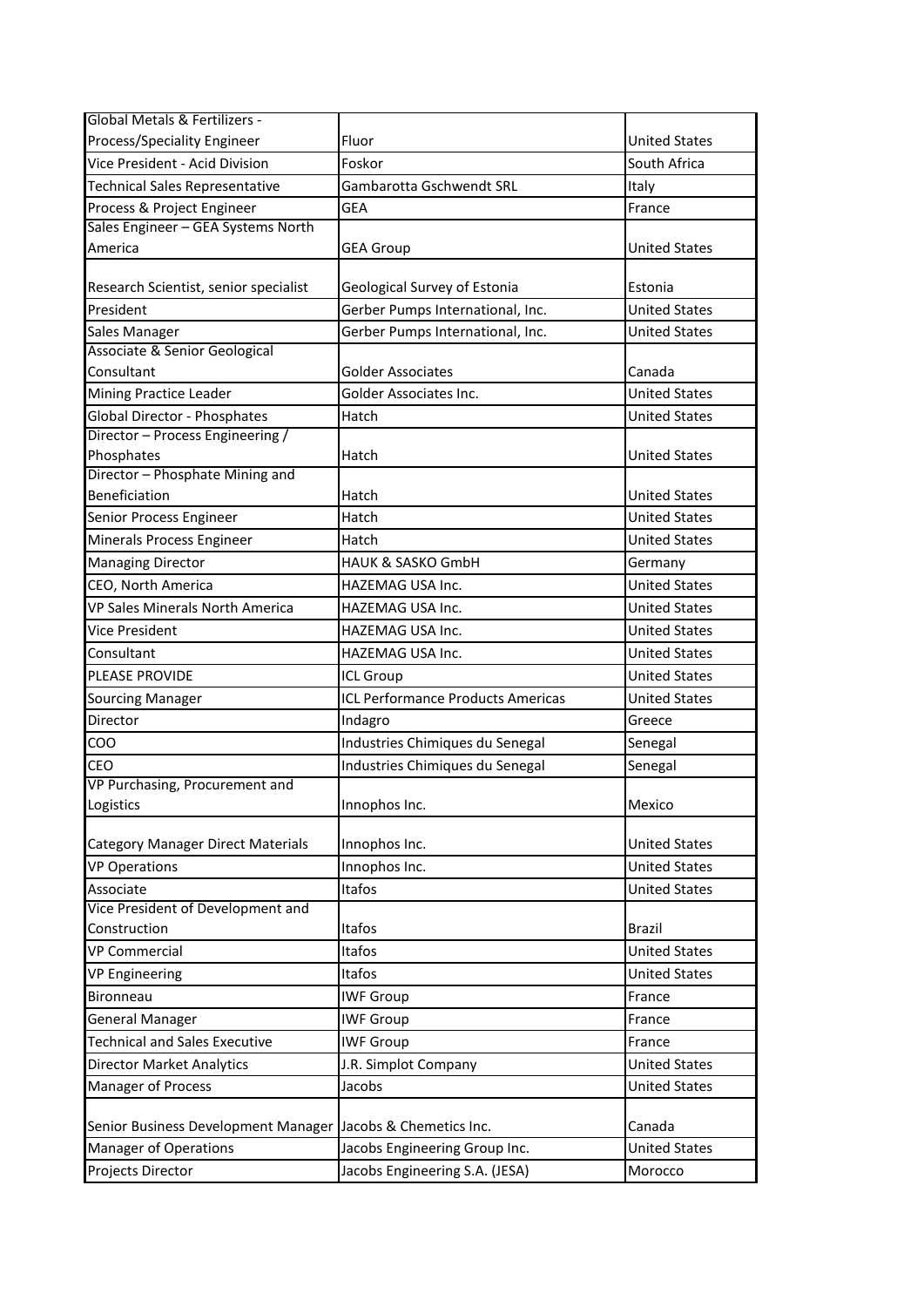| | | |
|---|---|---|
| Global Metals & Fertilizers - Process/Speciality Engineer | Fluor | United States |
| Vice President - Acid Division | Foskor | South Africa |
| Technical Sales Representative | Gambarotta Gschwendt SRL | Italy |
| Process & Project Engineer | GEA | France |
| Sales Engineer – GEA Systems North America | GEA Group | United States |
| Research Scientist, senior specialist | Geological Survey of Estonia | Estonia |
| President | Gerber Pumps International, Inc. | United States |
| Sales Manager | Gerber Pumps International, Inc. | United States |
| Associate & Senior Geological Consultant | Golder Associates | Canada |
| Mining Practice Leader | Golder Associates Inc. | United States |
| Global Director - Phosphates | Hatch | United States |
| Director – Process Engineering / Phosphates | Hatch | United States |
| Director – Phosphate Mining and Beneficiation | Hatch | United States |
| Senior Process Engineer | Hatch | United States |
| Minerals Process Engineer | Hatch | United States |
| Managing Director | HAUK & SASKO GmbH | Germany |
| CEO, North America | HAZEMAG USA Inc. | United States |
| VP Sales Minerals North America | HAZEMAG USA Inc. | United States |
| Vice President | HAZEMAG USA Inc. | United States |
| Consultant | HAZEMAG USA Inc. | United States |
| PLEASE PROVIDE | ICL Group | United States |
| Sourcing Manager | ICL Performance Products Americas | United States |
| Director | Indagro | Greece |
| COO | Industries Chimiques du Senegal | Senegal |
| CEO | Industries Chimiques du Senegal | Senegal |
| VP Purchasing, Procurement and Logistics | Innophos Inc. | Mexico |
| Category Manager Direct Materials | Innophos Inc. | United States |
| VP Operations | Innophos Inc. | United States |
| Associate | Itafos | United States |
| Vice President of Development and Construction | Itafos | Brazil |
| VP Commercial | Itafos | United States |
| VP Engineering | Itafos | United States |
| Bironneau | IWF Group | France |
| General Manager | IWF Group | France |
| Technical and Sales Executive | IWF Group | France |
| Director Market Analytics | J.R. Simplot Company | United States |
| Manager of Process | Jacobs | United States |
| Senior Business Development Manager | Jacobs & Chemetics Inc. | Canada |
| Manager of Operations | Jacobs Engineering Group Inc. | United States |
| Projects Director | Jacobs Engineering S.A. (JESA) | Morocco |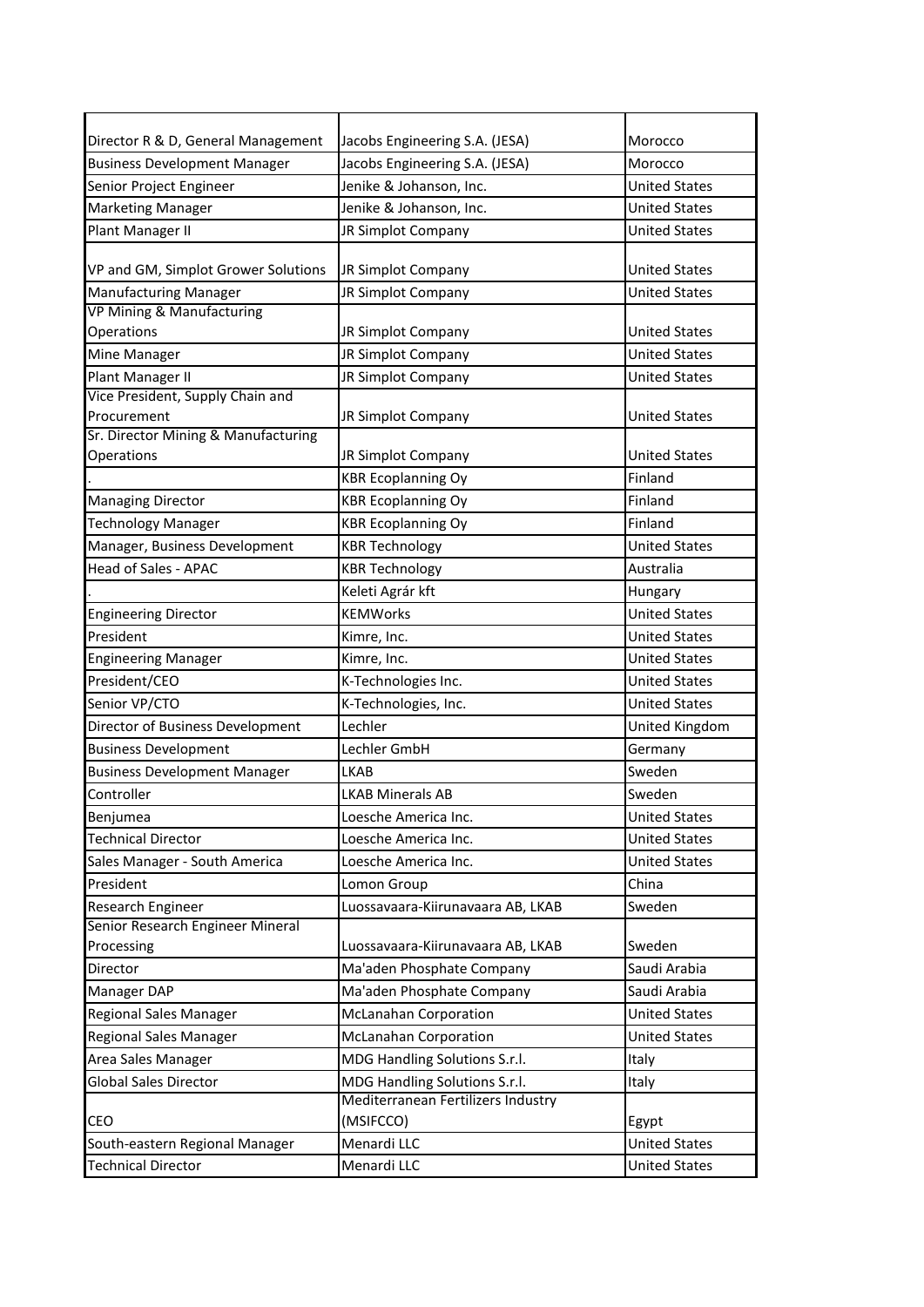| | | |
|---|---|---|
| Director R & D, General Management | Jacobs Engineering S.A. (JESA) | Morocco |
| Business Development Manager | Jacobs Engineering S.A. (JESA) | Morocco |
| Senior Project Engineer | Jenike & Johanson, Inc. | United States |
| Marketing Manager | Jenike & Johanson, Inc. | United States |
| Plant Manager II | JR Simplot Company | United States |
| VP and GM, Simplot Grower Solutions | JR Simplot Company | United States |
| Manufacturing Manager | JR Simplot Company | United States |
| VP Mining & Manufacturing Operations | JR Simplot Company | United States |
| Mine Manager | JR Simplot Company | United States |
| Plant Manager II | JR Simplot Company | United States |
| Vice President, Supply Chain and Procurement | JR Simplot Company | United States |
| Sr. Director Mining & Manufacturing Operations | JR Simplot Company | United States |
| . | KBR Ecoplanning Oy | Finland |
| Managing Director | KBR Ecoplanning Oy | Finland |
| Technology Manager | KBR Ecoplanning Oy | Finland |
| Manager, Business Development | KBR Technology | United States |
| Head of Sales - APAC | KBR Technology | Australia |
| . | Keleti Agrár kft | Hungary |
| Engineering Director | KEMWorks | United States |
| President | Kimre, Inc. | United States |
| Engineering Manager | Kimre, Inc. | United States |
| President/CEO | K-Technologies Inc. | United States |
| Senior VP/CTO | K-Technologies, Inc. | United States |
| Director of Business Development | Lechler | United Kingdom |
| Business Development | Lechler GmbH | Germany |
| Business Development Manager | LKAB | Sweden |
| Controller | LKAB Minerals AB | Sweden |
| Benjumea | Loesche America Inc. | United States |
| Technical Director | Loesche America Inc. | United States |
| Sales Manager - South America | Loesche America Inc. | United States |
| President | Lomon Group | China |
| Research Engineer | Luossavaara-Kiirunavaara AB, LKAB | Sweden |
| Senior Research Engineer Mineral Processing | Luossavaara-Kiirunavaara AB, LKAB | Sweden |
| Director | Ma'aden Phosphate Company | Saudi Arabia |
| Manager DAP | Ma'aden Phosphate Company | Saudi Arabia |
| Regional Sales Manager | McLanahan Corporation | United States |
| Regional Sales Manager | McLanahan Corporation | United States |
| Area Sales Manager | MDG Handling Solutions S.r.l. | Italy |
| Global Sales Director | MDG Handling Solutions S.r.l. | Italy |
| CEO | Mediterranean Fertilizers Industry (MSIFCCO) | Egypt |
| South-eastern Regional Manager | Menardi LLC | United States |
| Technical Director | Menardi LLC | United States |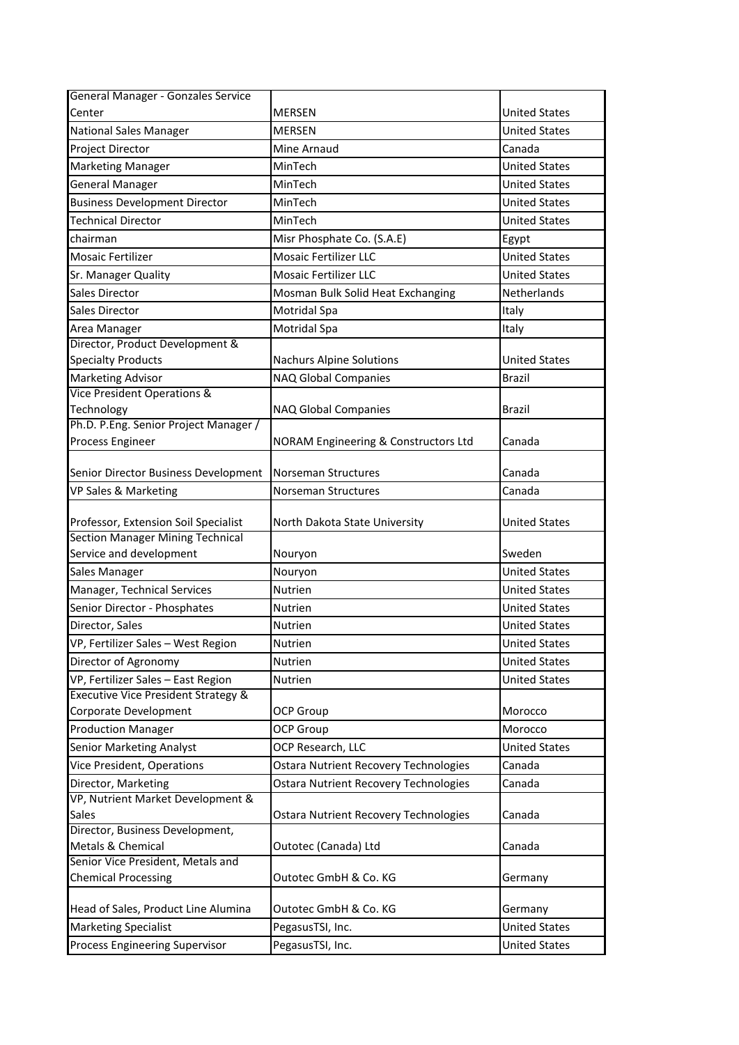| | | |
|---|---|---|
| General Manager - Gonzales Service Center | MERSEN | United States |
| National Sales Manager | MERSEN | United States |
| Project Director | Mine Arnaud | Canada |
| Marketing Manager | MinTech | United States |
| General Manager | MinTech | United States |
| Business Development Director | MinTech | United States |
| Technical Director | MinTech | United States |
| chairman | Misr Phosphate Co. (S.A.E) | Egypt |
| Mosaic Fertilizer | Mosaic Fertilizer LLC | United States |
| Sr. Manager Quality | Mosaic Fertilizer LLC | United States |
| Sales Director | Mosman Bulk Solid Heat Exchanging | Netherlands |
| Sales Director | Motridal Spa | Italy |
| Area Manager | Motridal Spa | Italy |
| Director, Product Development & Specialty Products | Nachurs Alpine Solutions | United States |
| Marketing Advisor | NAQ Global Companies | Brazil |
| Vice President Operations & Technology | NAQ Global Companies | Brazil |
| Ph.D. P.Eng. Senior Project Manager / Process Engineer | NORAM Engineering & Constructors Ltd | Canada |
| Senior Director Business Development | Norseman Structures | Canada |
| VP Sales & Marketing | Norseman Structures | Canada |
| Professor, Extension Soil Specialist | North Dakota State University | United States |
| Section Manager Mining Technical Service and development | Nouryon | Sweden |
| Sales Manager | Nouryon | United States |
| Manager, Technical Services | Nutrien | United States |
| Senior Director - Phosphates | Nutrien | United States |
| Director, Sales | Nutrien | United States |
| VP, Fertilizer Sales – West Region | Nutrien | United States |
| Director of Agronomy | Nutrien | United States |
| VP, Fertilizer Sales – East Region | Nutrien | United States |
| Executive Vice President Strategy & Corporate Development | OCP Group | Morocco |
| Production Manager | OCP Group | Morocco |
| Senior Marketing Analyst | OCP Research, LLC | United States |
| Vice President, Operations | Ostara Nutrient Recovery Technologies | Canada |
| Director, Marketing | Ostara Nutrient Recovery Technologies | Canada |
| VP, Nutrient Market Development & Sales | Ostara Nutrient Recovery Technologies | Canada |
| Director, Business Development, Metals & Chemical | Outotec (Canada) Ltd | Canada |
| Senior Vice President, Metals and Chemical Processing | Outotec GmbH & Co. KG | Germany |
| Head of Sales, Product Line Alumina | Outotec GmbH & Co. KG | Germany |
| Marketing Specialist | PegasusTSI, Inc. | United States |
| Process Engineering Supervisor | PegasusTSI, Inc. | United States |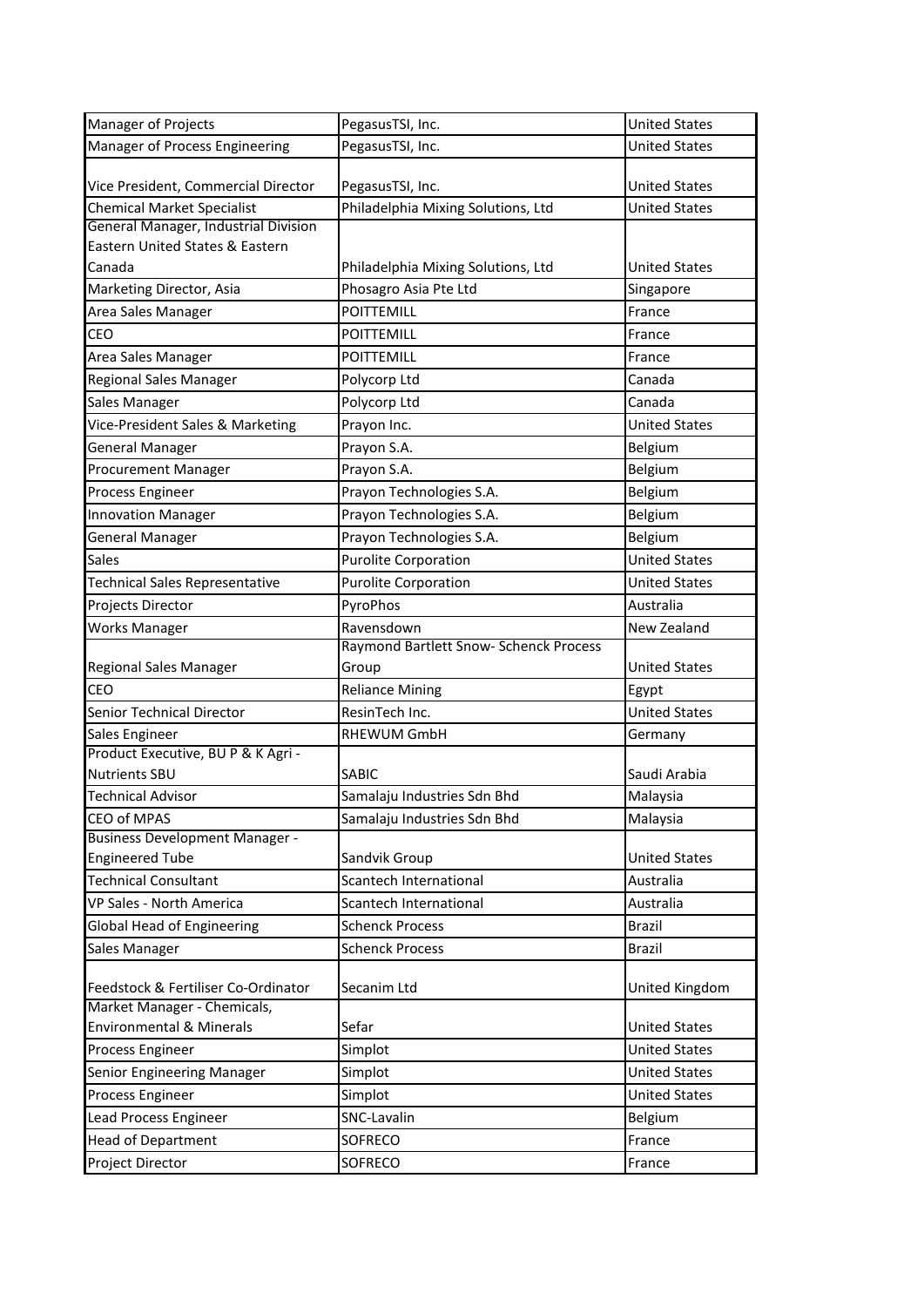| Manager of Projects | PegasusTSI, Inc. | United States |
|---|---|---|
| Manager of Process Engineering | PegasusTSI, Inc. | United States |
| Vice President, Commercial Director | PegasusTSI, Inc. | United States |
| Chemical Market Specialist | Philadelphia Mixing Solutions, Ltd | United States |
| General Manager, Industrial Division Eastern United States & Eastern Canada | Philadelphia Mixing Solutions, Ltd | United States |
| Marketing Director, Asia | Phosagro Asia Pte Ltd | Singapore |
| Area Sales Manager | POITTEMILL | France |
| CEO | POITTEMILL | France |
| Area Sales Manager | POITTEMILL | France |
| Regional Sales Manager | Polycorp Ltd | Canada |
| Sales Manager | Polycorp Ltd | Canada |
| Vice-President Sales & Marketing | Prayon Inc. | United States |
| General Manager | Prayon S.A. | Belgium |
| Procurement Manager | Prayon S.A. | Belgium |
| Process Engineer | Prayon Technologies S.A. | Belgium |
| Innovation Manager | Prayon Technologies S.A. | Belgium |
| General Manager | Prayon Technologies S.A. | Belgium |
| Sales | Purolite Corporation | United States |
| Technical Sales Representative | Purolite Corporation | United States |
| Projects Director | PyroPhos | Australia |
| Works Manager | Ravensdown | New Zealand |
| Regional Sales Manager | Raymond Bartlett Snow- Schenck Process Group | United States |
| CEO | Reliance Mining | Egypt |
| Senior Technical Director | ResinTech Inc. | United States |
| Sales Engineer | RHEWUM GmbH | Germany |
| Product Executive, BU P & K Agri - Nutrients SBU | SABIC | Saudi Arabia |
| Technical Advisor | Samalaju Industries Sdn Bhd | Malaysia |
| CEO of MPAS | Samalaju Industries Sdn Bhd | Malaysia |
| Business Development Manager - Engineered Tube | Sandvik Group | United States |
| Technical Consultant | Scantech International | Australia |
| VP Sales - North America | Scantech International | Australia |
| Global Head of Engineering | Schenck Process | Brazil |
| Sales Manager | Schenck Process | Brazil |
| Feedstock & Fertiliser Co-Ordinator | Secanim Ltd | United Kingdom |
| Market Manager - Chemicals, Environmental & Minerals | Sefar | United States |
| Process Engineer | Simplot | United States |
| Senior Engineering Manager | Simplot | United States |
| Process Engineer | Simplot | United States |
| Lead Process Engineer | SNC-Lavalin | Belgium |
| Head of Department | SOFRECO | France |
| Project Director | SOFRECO | France |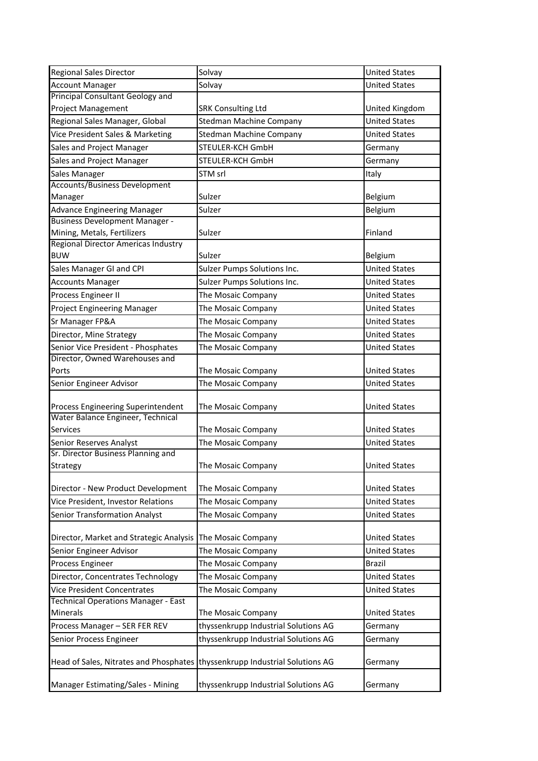| Regional Sales Director | Solvay | United States |
|---|---|---|
| Account Manager | Solvay | United States |
| Principal Consultant Geology and Project Management | SRK Consulting Ltd | United Kingdom |
| Regional Sales Manager, Global | Stedman Machine Company | United States |
| Vice President Sales & Marketing | Stedman Machine Company | United States |
| Sales and Project Manager | STEULER-KCH GmbH | Germany |
| Sales and Project Manager | STEULER-KCH GmbH | Germany |
| Sales Manager | STM srl | Italy |
| Accounts/Business Development Manager | Sulzer | Belgium |
| Advance Engineering Manager | Sulzer | Belgium |
| Business Development Manager - Mining, Metals, Fertilizers | Sulzer | Finland |
| Regional Director Americas Industry BUW | Sulzer | Belgium |
| Sales Manager GI and CPI | Sulzer Pumps Solutions Inc. | United States |
| Accounts Manager | Sulzer Pumps Solutions Inc. | United States |
| Process Engineer II | The Mosaic Company | United States |
| Project Engineering Manager | The Mosaic Company | United States |
| Sr Manager FP&A | The Mosaic Company | United States |
| Director, Mine Strategy | The Mosaic Company | United States |
| Senior Vice President - Phosphates | The Mosaic Company | United States |
| Director, Owned Warehouses and Ports | The Mosaic Company | United States |
| Senior Engineer Advisor | The Mosaic Company | United States |
| Process Engineering Superintendent | The Mosaic Company | United States |
| Water Balance Engineer, Technical Services | The Mosaic Company | United States |
| Senior Reserves Analyst | The Mosaic Company | United States |
| Sr. Director Business Planning and Strategy | The Mosaic Company | United States |
| Director - New Product Development | The Mosaic Company | United States |
| Vice President, Investor Relations | The Mosaic Company | United States |
| Senior Transformation Analyst | The Mosaic Company | United States |
| Director, Market and Strategic Analysis | The Mosaic Company | United States |
| Senior Engineer Advisor | The Mosaic Company | United States |
| Process Engineer | The Mosaic Company | Brazil |
| Director, Concentrates Technology | The Mosaic Company | United States |
| Vice President Concentrates | The Mosaic Company | United States |
| Technical Operations Manager - East Minerals | The Mosaic Company | United States |
| Process Manager – SER FER REV | thyssenkrupp Industrial Solutions AG | Germany |
| Senior Process Engineer | thyssenkrupp Industrial Solutions AG | Germany |
| Head of Sales, Nitrates and Phosphates | thyssenkrupp Industrial Solutions AG | Germany |
| Manager Estimating/Sales - Mining | thyssenkrupp Industrial Solutions AG | Germany |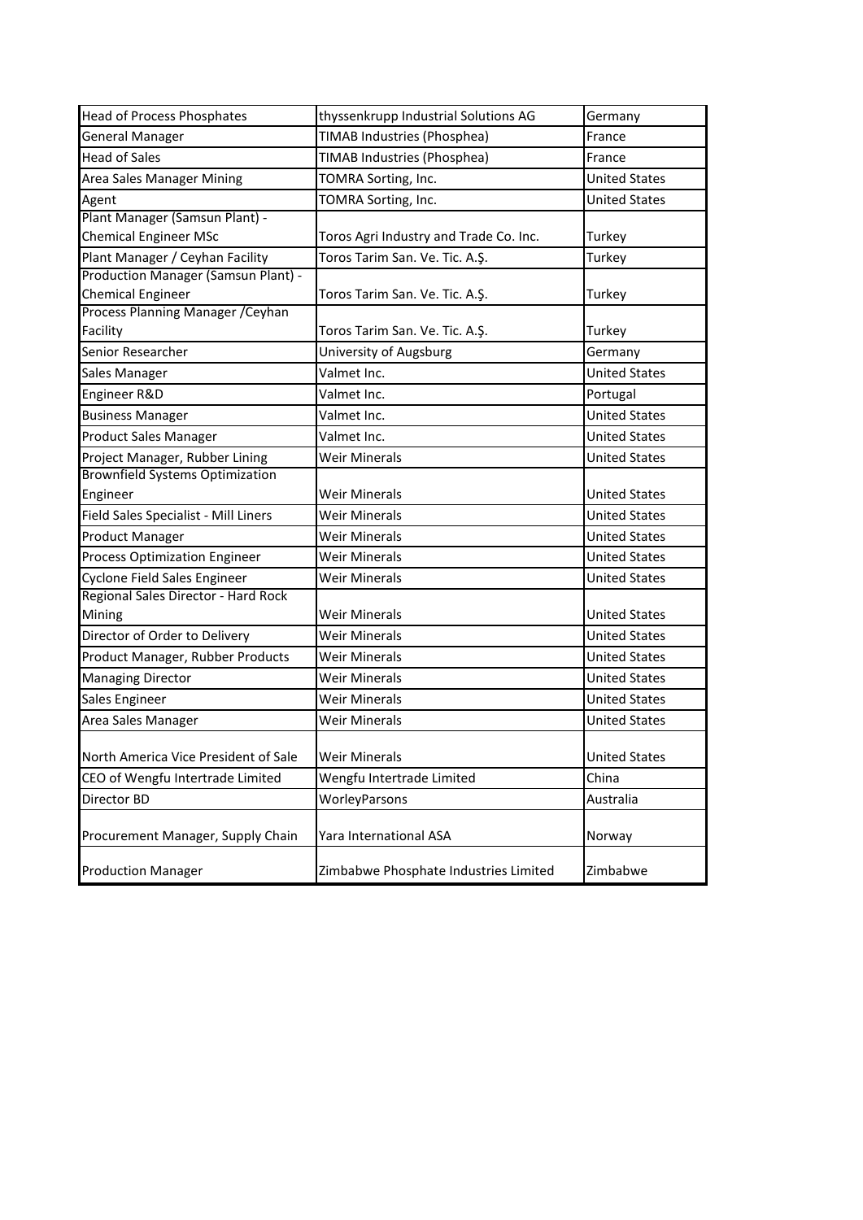| | | |
|---|---|---|
| Head of Process Phosphates | thyssenkrupp Industrial Solutions AG | Germany |
| General Manager | TIMAB Industries (Phosphea) | France |
| Head of Sales | TIMAB Industries (Phosphea) | France |
| Area Sales Manager Mining | TOMRA Sorting, Inc. | United States |
| Agent | TOMRA Sorting, Inc. | United States |
| Plant Manager (Samsun Plant) - Chemical Engineer MSc | Toros Agri Industry and Trade Co. Inc. | Turkey |
| Plant Manager / Ceyhan Facility | Toros Tarim San. Ve. Tic. A.Ş. | Turkey |
| Production Manager (Samsun Plant) - Chemical Engineer | Toros Tarim San. Ve. Tic. A.Ş. | Turkey |
| Process Planning Manager /Ceyhan Facility | Toros Tarim San. Ve. Tic. A.Ş. | Turkey |
| Senior Researcher | University of Augsburg | Germany |
| Sales Manager | Valmet Inc. | United States |
| Engineer R&D | Valmet Inc. | Portugal |
| Business Manager | Valmet Inc. | United States |
| Product Sales Manager | Valmet Inc. | United States |
| Project Manager, Rubber Lining | Weir Minerals | United States |
| Brownfield Systems Optimization Engineer | Weir Minerals | United States |
| Field Sales Specialist - Mill Liners | Weir Minerals | United States |
| Product Manager | Weir Minerals | United States |
| Process Optimization Engineer | Weir Minerals | United States |
| Cyclone Field Sales Engineer | Weir Minerals | United States |
| Regional Sales Director - Hard Rock Mining | Weir Minerals | United States |
| Director of Order to Delivery | Weir Minerals | United States |
| Product Manager, Rubber Products | Weir Minerals | United States |
| Managing Director | Weir Minerals | United States |
| Sales Engineer | Weir Minerals | United States |
| Area Sales Manager | Weir Minerals | United States |
| North America Vice President of Sale | Weir Minerals | United States |
| CEO of Wengfu Intertrade Limited | Wengfu Intertrade Limited | China |
| Director BD | WorleyParsons | Australia |
| Procurement Manager, Supply Chain | Yara International ASA | Norway |
| Production Manager | Zimbabwe Phosphate Industries Limited | Zimbabwe |